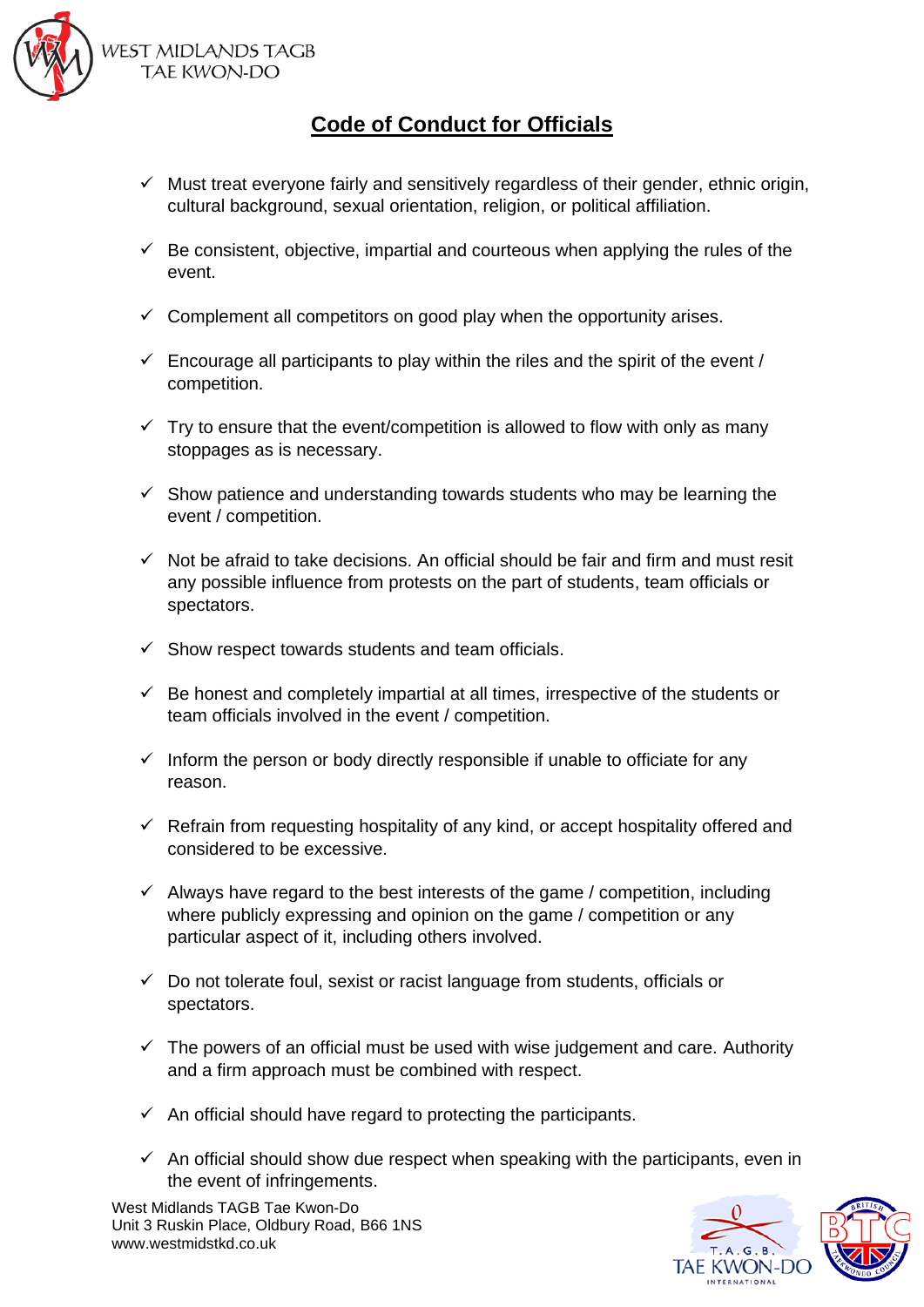WEST MIDLANDS TAGB
TAE KWON-DO

# Code of Conduct for Officials

- ✓ Must treat everyone fairly and sensitively regardless of their gender, ethnic origin, cultural background, sexual orientation, religion, or political affiliation.
- ✓ Be consistent, objective, impartial and courteous when applying the rules of the event.
- ✓ Complement all competitors on good play when the opportunity arises.
- ✓ Encourage all participants to play within the riles and the spirit of the event / competition.
- ✓ Try to ensure that the event/competition is allowed to flow with only as many stoppages as is necessary.
- ✓ Show patience and understanding towards students who may be learning the event / competition.
- ✓ Not be afraid to take decisions. An official should be fair and firm and must resit any possible influence from protests on the part of students, team officials or spectators.
- ✓ Show respect towards students and team officials.
- ✓ Be honest and completely impartial at all times, irrespective of the students or team officials involved in the event / competition.
- ✓ Inform the person or body directly responsible if unable to officiate for any reason.
- ✓ Refrain from requesting hospitality of any kind, or accept hospitality offered and considered to be excessive.
- ✓ Always have regard to the best interests of the game / competition, including where publicly expressing and opinion on the game / competition or any particular aspect of it, including others involved.
- ✓ Do not tolerate foul, sexist or racist language from students, officials or spectators.
- ✓ The powers of an official must be used with wise judgement and care. Authority and a firm approach must be combined with respect.
- ✓ An official should have regard to protecting the participants.
- ✓ An official should show due respect when speaking with the participants, even in the event of infringements.

West Midlands TAGB Tae Kwon-Do
Unit 3 Ruskin Place, Oldbury Road, B66 1NS
www.westmidstkd.co.uk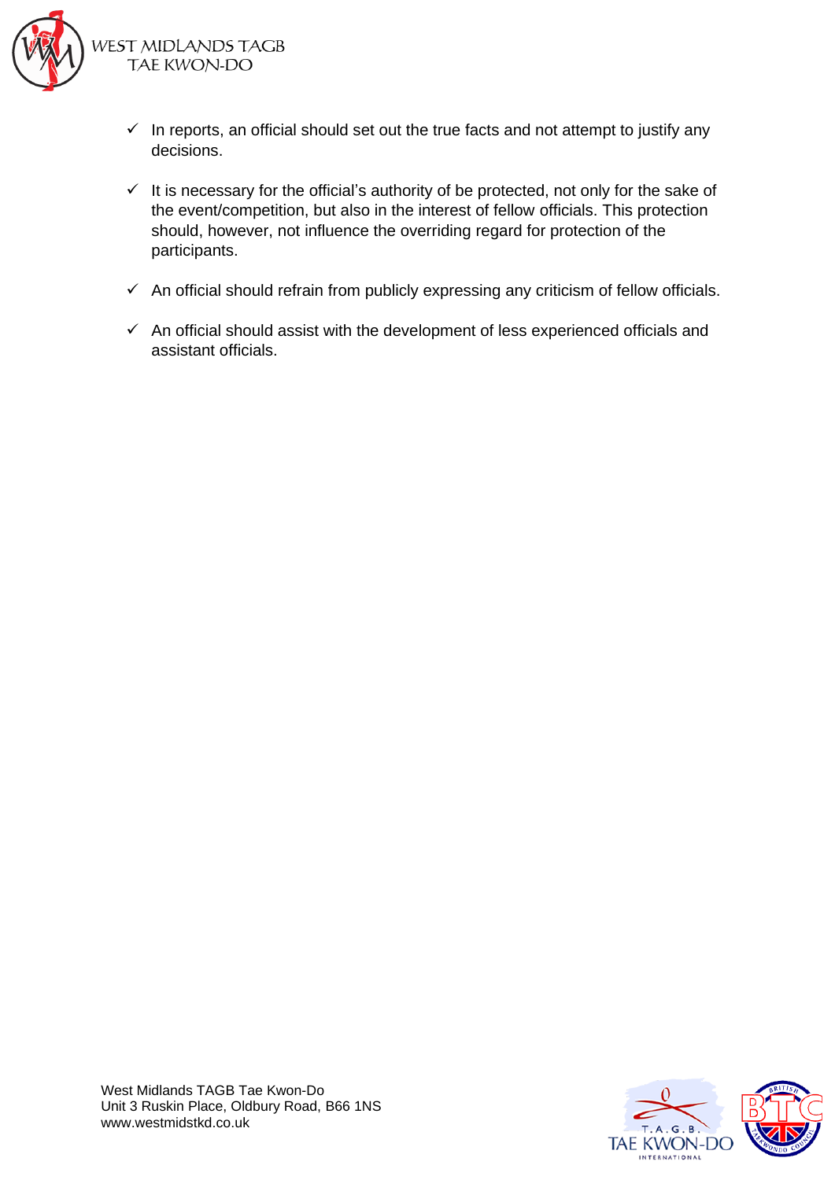- ✓ In reports, an official should set out the true facts and not attempt to justify any decisions.
- ✓ It is necessary for the official's authority of be protected, not only for the sake of the event/competition, but also in the interest of fellow officials. This protection should, however, not influence the overriding regard for protection of the participants.
- ✓ An official should refrain from publicly expressing any criticism of fellow officials.
- ✓ An official should assist with the development of less experienced officials and assistant officials.